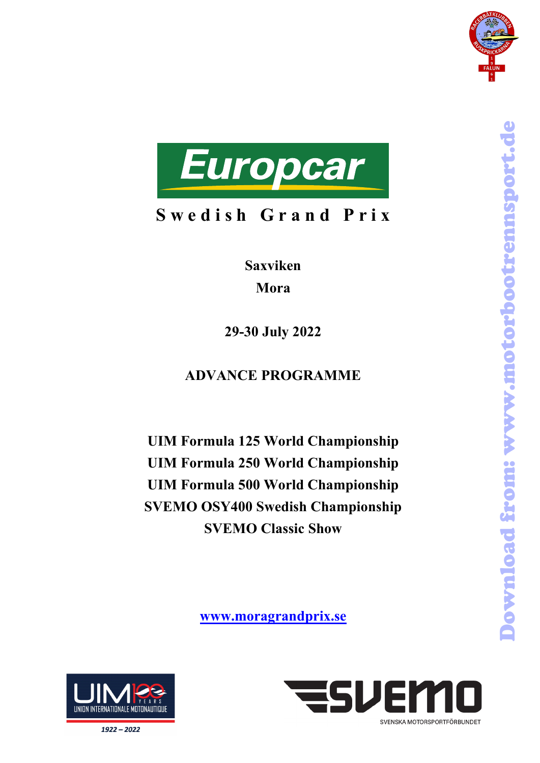# Europcar

## Swedish Grand Prix

**Saxviken**

**Mora**

**29-30 July 2022**

**ADVANCE PROGRAMME**

**UIM Formula 125 World Championship**
**UIM Formula 250 World Championship**
**UIM Formula 500 World Championship**
**SVEMO OSY400 Swedish Championship**
**SVEMO Classic Show**

**www.moragrandprix.se**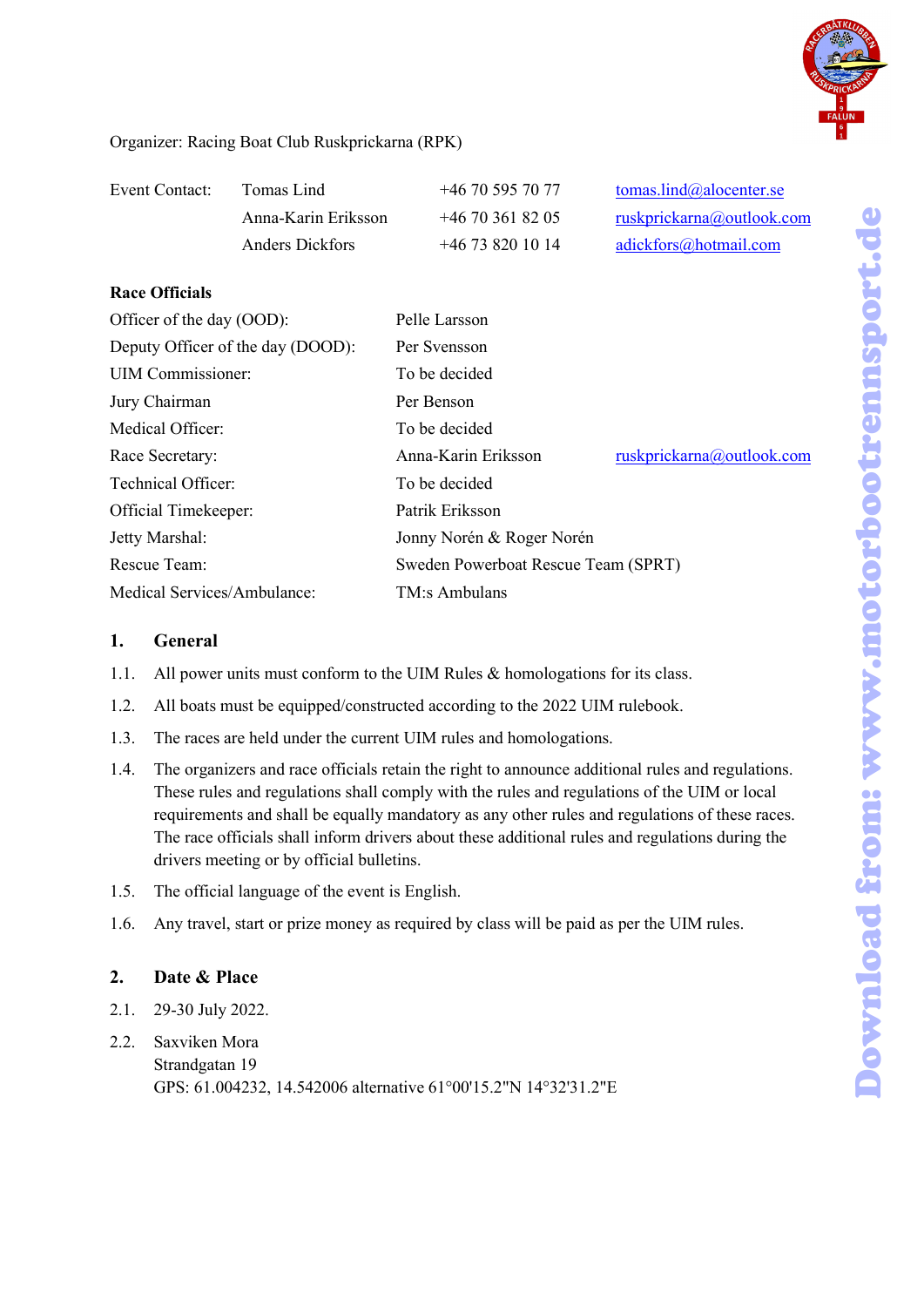Organizer: Racing Boat Club Ruskprickarna (RPK)

| Event Contact: | Tomas Lind | +46 70 595 70 77 | tomas.lind@alocenter.se |
|---|---|---|---|
| | Anna-Karin Eriksson | +46 70 361 82 05 | ruskprickarna@outlook.com |
| | Anders Dickfors | +46 73 820 10 14 | adickfors@hotmail.com |

**Race Officials**

| | | |
|---|---|---|
| Officer of the day (OOD): | Pelle Larsson | |
| Deputy Officer of the day (DOOD): | Per Svensson | |
| UIM Commissioner: | To be decided | |
| Jury Chairman | Per Benson | |
| Medical Officer: | To be decided | |
| Race Secretary: | Anna-Karin Eriksson | ruskprickarna@outlook.com |
| Technical Officer: | To be decided | |
| Official Timekeeper: | Patrik Eriksson | |
| Jetty Marshal: | Jonny Norén & Roger Norén | |
| Rescue Team: | Sweden Powerboat Rescue Team (SPRT) | |
| Medical Services/Ambulance: | TM:s Ambulans | |

## 1. General

1.1. All power units must conform to the UIM Rules & homologations for its class.

1.2. All boats must be equipped/constructed according to the 2022 UIM rulebook.

1.3. The races are held under the current UIM rules and homologations.

1.4. The organizers and race officials retain the right to announce additional rules and regulations. These rules and regulations shall comply with the rules and regulations of the UIM or local requirements and shall be equally mandatory as any other rules and regulations of these races. The race officials shall inform drivers about these additional rules and regulations during the drivers meeting or by official bulletins.

1.5. The official language of the event is English.

1.6. Any travel, start or prize money as required by class will be paid as per the UIM rules.

## 2. Date & Place

2.1. 29-30 July 2022.

2.2. Saxviken Mora
Strandgatan 19
GPS: 61.004232, 14.542006 alternative 61°00'15.2"N 14°32'31.2"E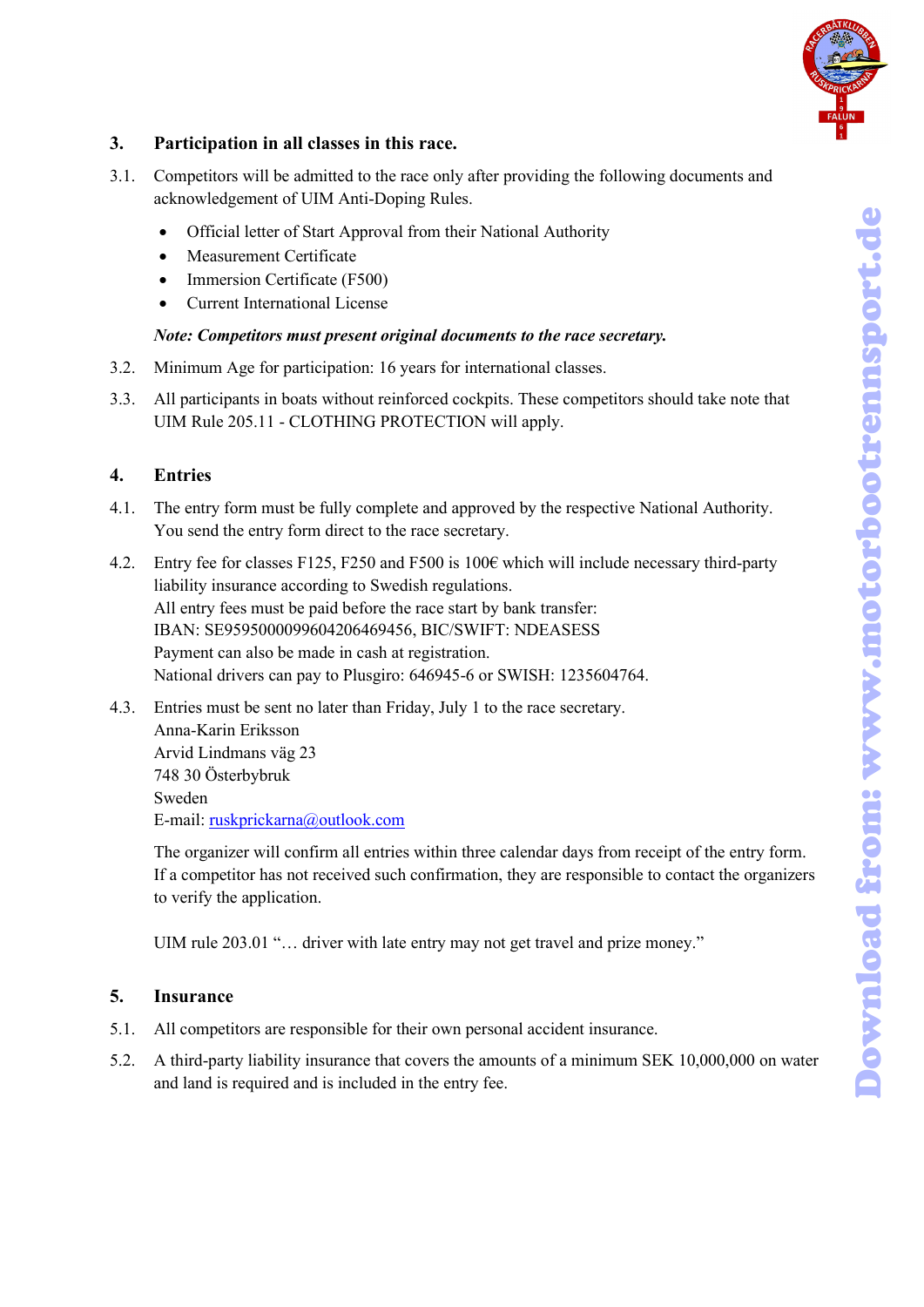## 3. Participation in all classes in this race.

3.1. Competitors will be admitted to the race only after providing the following documents and acknowledgement of UIM Anti-Doping Rules.

- Official letter of Start Approval from their National Authority
- Measurement Certificate
- Immersion Certificate (F500)
- Current International License

***Note: Competitors must present original documents to the race secretary.***

3.2. Minimum Age for participation: 16 years for international classes.

3.3. All participants in boats without reinforced cockpits. These competitors should take note that UIM Rule 205.11 - CLOTHING PROTECTION will apply.

## 4. Entries

4.1. The entry form must be fully complete and approved by the respective National Authority. You send the entry form direct to the race secretary.

4.2. Entry fee for classes F125, F250 and F500 is 100€ which will include necessary third-party liability insurance according to Swedish regulations.
All entry fees must be paid before the race start by bank transfer:
IBAN: SE9595000099604206469456, BIC/SWIFT: NDEASESS
Payment can also be made in cash at registration.
National drivers can pay to Plusgiro: 646945-6 or SWISH: 1235604764.

4.3. Entries must be sent no later than Friday, July 1 to the race secretary.
Anna-Karin Eriksson
Arvid Lindmans väg 23
748 30 Österbybruk
Sweden
E-mail: ruskprickarna@outlook.com

The organizer will confirm all entries within three calendar days from receipt of the entry form. If a competitor has not received such confirmation, they are responsible to contact the organizers to verify the application.

UIM rule 203.01 "… driver with late entry may not get travel and prize money."

## 5. Insurance

5.1. All competitors are responsible for their own personal accident insurance.

5.2. A third-party liability insurance that covers the amounts of a minimum SEK 10,000,000 on water and land is required and is included in the entry fee.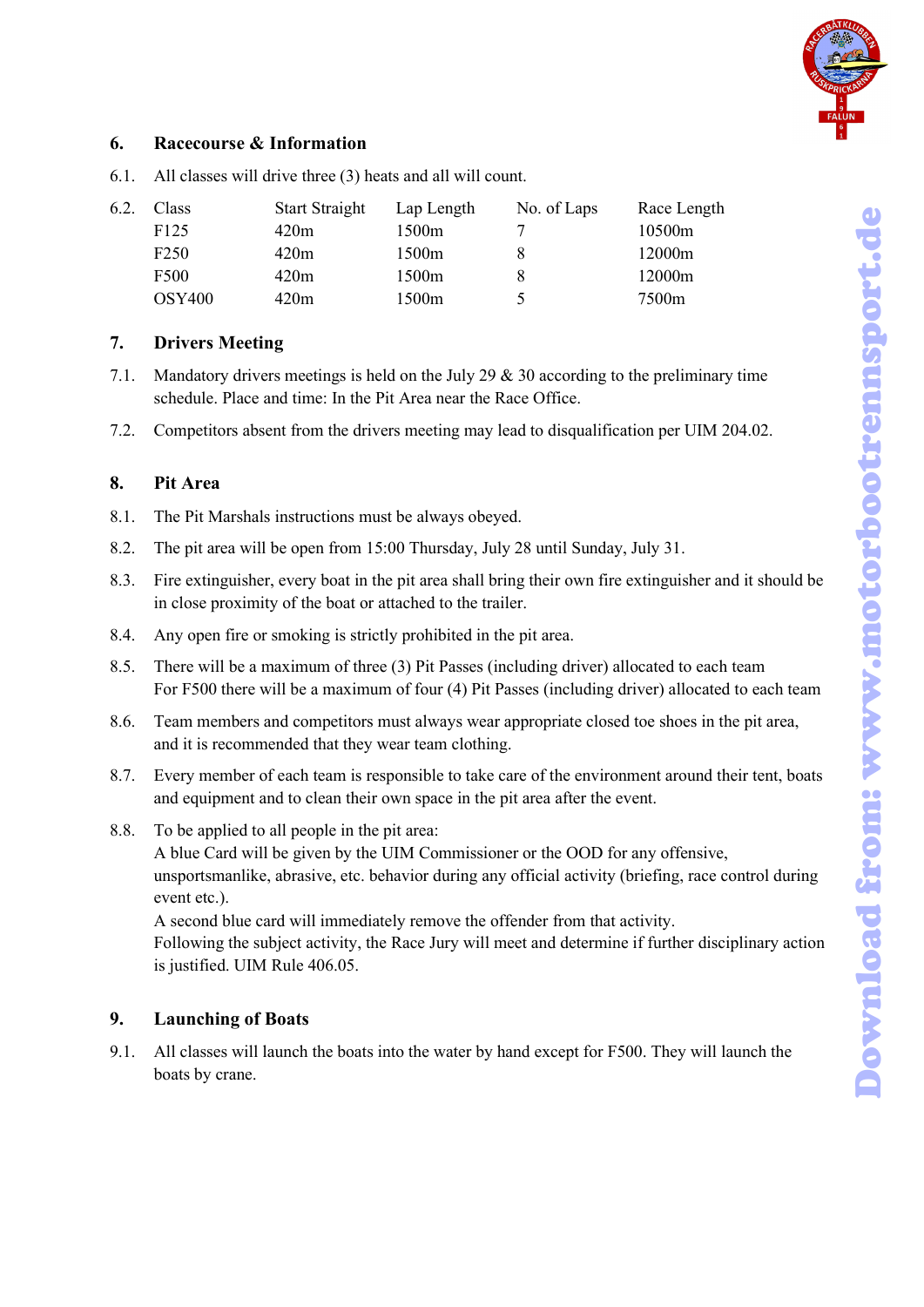## 6. Racecourse & Information

6.1. All classes will drive three (3) heats and all will count.

6.2.

| Class | Start Straight | Lap Length | No. of Laps | Race Length |
|---|---|---|---|---|
| F125 | 420m | 1500m | 7 | 10500m |
| F250 | 420m | 1500m | 8 | 12000m |
| F500 | 420m | 1500m | 8 | 12000m |
| OSY400 | 420m | 1500m | 5 | 7500m |

## 7. Drivers Meeting

7.1. Mandatory drivers meetings is held on the July 29 & 30 according to the preliminary time schedule. Place and time: In the Pit Area near the Race Office.

7.2. Competitors absent from the drivers meeting may lead to disqualification per UIM 204.02.

## 8. Pit Area

8.1. The Pit Marshals instructions must be always obeyed.

8.2. The pit area will be open from 15:00 Thursday, July 28 until Sunday, July 31.

8.3. Fire extinguisher, every boat in the pit area shall bring their own fire extinguisher and it should be in close proximity of the boat or attached to the trailer.

8.4. Any open fire or smoking is strictly prohibited in the pit area.

8.5. There will be a maximum of three (3) Pit Passes (including driver) allocated to each team
For F500 there will be a maximum of four (4) Pit Passes (including driver) allocated to each team

8.6. Team members and competitors must always wear appropriate closed toe shoes in the pit area, and it is recommended that they wear team clothing.

8.7. Every member of each team is responsible to take care of the environment around their tent, boats and equipment and to clean their own space in the pit area after the event.

8.8. To be applied to all people in the pit area:
A blue Card will be given by the UIM Commissioner or the OOD for any offensive, unsportsmanlike, abrasive, etc. behavior during any official activity (briefing, race control during event etc.).
A second blue card will immediately remove the offender from that activity.
Following the subject activity, the Race Jury will meet and determine if further disciplinary action is justified. UIM Rule 406.05.

## 9. Launching of Boats

9.1. All classes will launch the boats into the water by hand except for F500. They will launch the boats by crane.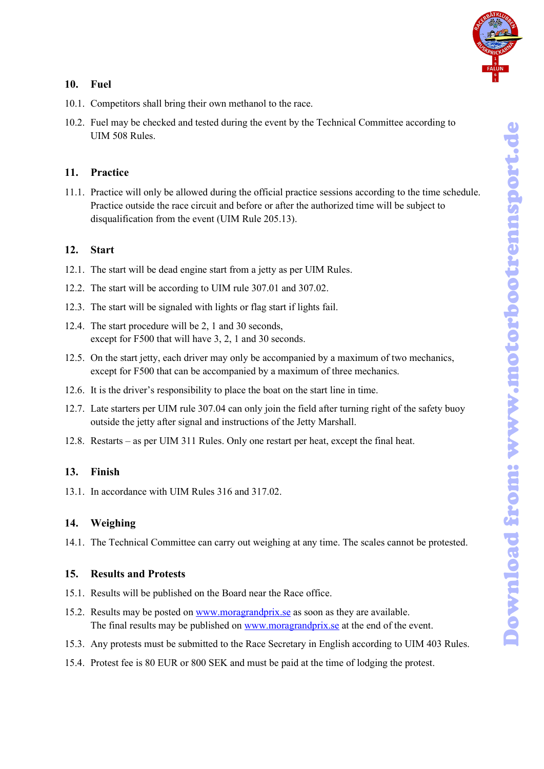## 10. Fuel

10.1. Competitors shall bring their own methanol to the race.

10.2. Fuel may be checked and tested during the event by the Technical Committee according to UIM 508 Rules.

## 11. Practice

11.1. Practice will only be allowed during the official practice sessions according to the time schedule. Practice outside the race circuit and before or after the authorized time will be subject to disqualification from the event (UIM Rule 205.13).

## 12. Start

12.1. The start will be dead engine start from a jetty as per UIM Rules.

12.2. The start will be according to UIM rule 307.01 and 307.02.

12.3. The start will be signaled with lights or flag start if lights fail.

12.4. The start procedure will be 2, 1 and 30 seconds, except for F500 that will have 3, 2, 1 and 30 seconds.

12.5. On the start jetty, each driver may only be accompanied by a maximum of two mechanics, except for F500 that can be accompanied by a maximum of three mechanics.

12.6. It is the driver's responsibility to place the boat on the start line in time.

12.7. Late starters per UIM rule 307.04 can only join the field after turning right of the safety buoy outside the jetty after signal and instructions of the Jetty Marshall.

12.8. Restarts – as per UIM 311 Rules. Only one restart per heat, except the final heat.

## 13. Finish

13.1. In accordance with UIM Rules 316 and 317.02.

## 14. Weighing

14.1. The Technical Committee can carry out weighing at any time. The scales cannot be protested.

## 15. Results and Protests

15.1. Results will be published on the Board near the Race office.

15.2. Results may be posted on [www.moragrandprix.se](http://www.moragrandprix.se) as soon as they are available. The final results may be published on [www.moragrandprix.se](http://www.moragrandprix.se) at the end of the event.

15.3. Any protests must be submitted to the Race Secretary in English according to UIM 403 Rules.

15.4. Protest fee is 80 EUR or 800 SEK and must be paid at the time of lodging the protest.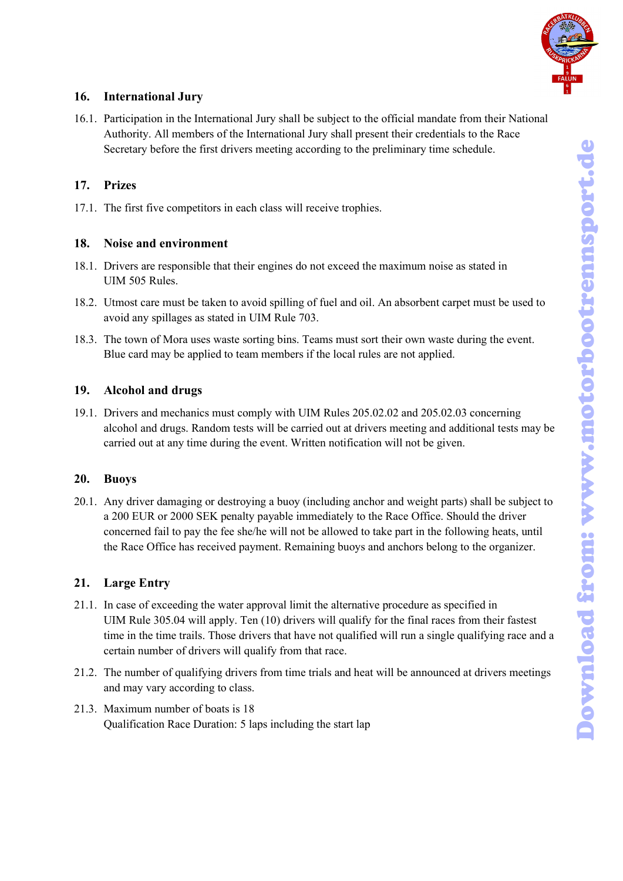## 16. International Jury

16.1. Participation in the International Jury shall be subject to the official mandate from their National Authority. All members of the International Jury shall present their credentials to the Race Secretary before the first drivers meeting according to the preliminary time schedule.

## 17. Prizes

17.1. The first five competitors in each class will receive trophies.

## 18. Noise and environment

18.1. Drivers are responsible that their engines do not exceed the maximum noise as stated in UIM 505 Rules.

18.2. Utmost care must be taken to avoid spilling of fuel and oil. An absorbent carpet must be used to avoid any spillages as stated in UIM Rule 703.

18.3. The town of Mora uses waste sorting bins. Teams must sort their own waste during the event. Blue card may be applied to team members if the local rules are not applied.

## 19. Alcohol and drugs

19.1. Drivers and mechanics must comply with UIM Rules 205.02.02 and 205.02.03 concerning alcohol and drugs. Random tests will be carried out at drivers meeting and additional tests may be carried out at any time during the event. Written notification will not be given.

## 20. Buoys

20.1. Any driver damaging or destroying a buoy (including anchor and weight parts) shall be subject to a 200 EUR or 2000 SEK penalty payable immediately to the Race Office. Should the driver concerned fail to pay the fee she/he will not be allowed to take part in the following heats, until the Race Office has received payment. Remaining buoys and anchors belong to the organizer.

## 21. Large Entry

21.1. In case of exceeding the water approval limit the alternative procedure as specified in UIM Rule 305.04 will apply. Ten (10) drivers will qualify for the final races from their fastest time in the time trails. Those drivers that have not qualified will run a single qualifying race and a certain number of drivers will qualify from that race.

21.2. The number of qualifying drivers from time trials and heat will be announced at drivers meetings and may vary according to class.

21.3. Maximum number of boats is 18
Qualification Race Duration: 5 laps including the start lap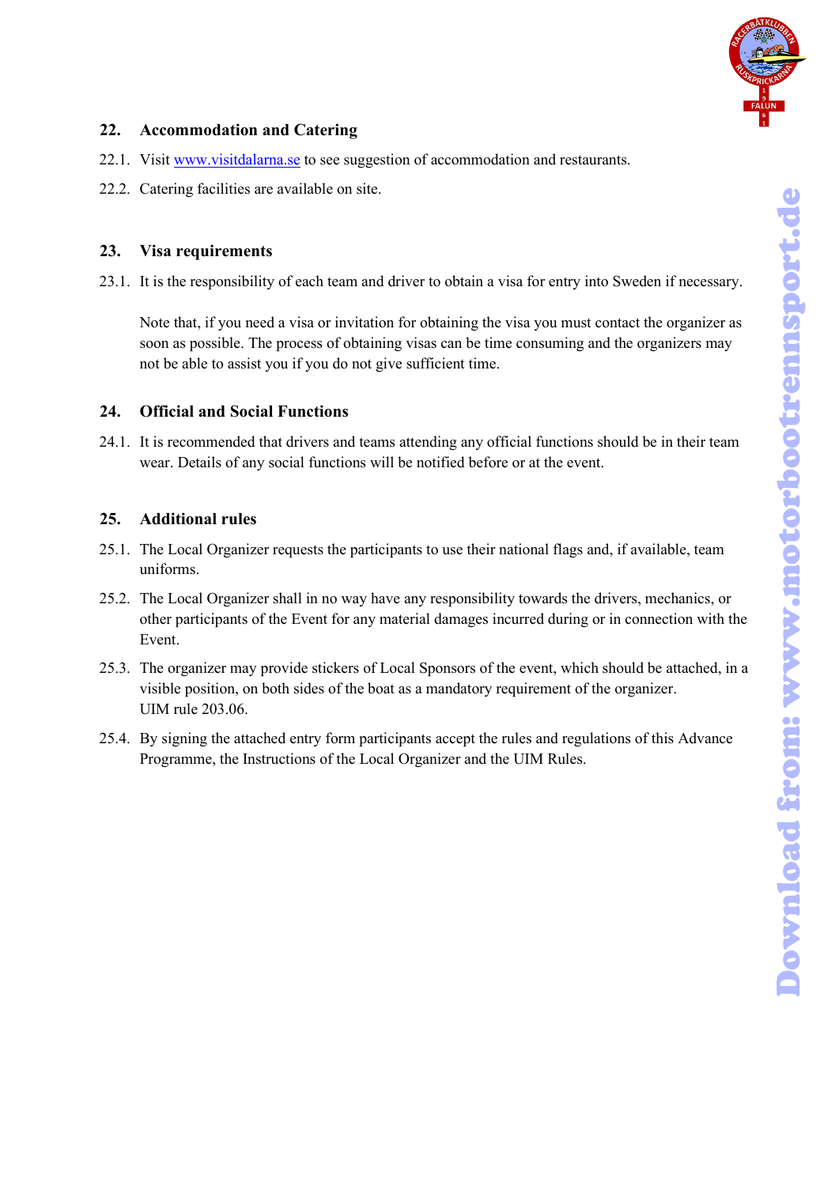## 22. Accommodation and Catering

22.1. Visit [www.visitdalarna.se](http://www.visitdalarna.se) to see suggestion of accommodation and restaurants.

22.2. Catering facilities are available on site.

## 23. Visa requirements

23.1. It is the responsibility of each team and driver to obtain a visa for entry into Sweden if necessary.

Note that, if you need a visa or invitation for obtaining the visa you must contact the organizer as soon as possible. The process of obtaining visas can be time consuming and the organizers may not be able to assist you if you do not give sufficient time.

## 24. Official and Social Functions

24.1. It is recommended that drivers and teams attending any official functions should be in their team wear. Details of any social functions will be notified before or at the event.

## 25. Additional rules

25.1. The Local Organizer requests the participants to use their national flags and, if available, team uniforms.

25.2. The Local Organizer shall in no way have any responsibility towards the drivers, mechanics, or other participants of the Event for any material damages incurred during or in connection with the Event.

25.3. The organizer may provide stickers of Local Sponsors of the event, which should be attached, in a visible position, on both sides of the boat as a mandatory requirement of the organizer.
UIM rule 203.06.

25.4. By signing the attached entry form participants accept the rules and regulations of this Advance Programme, the Instructions of the Local Organizer and the UIM Rules.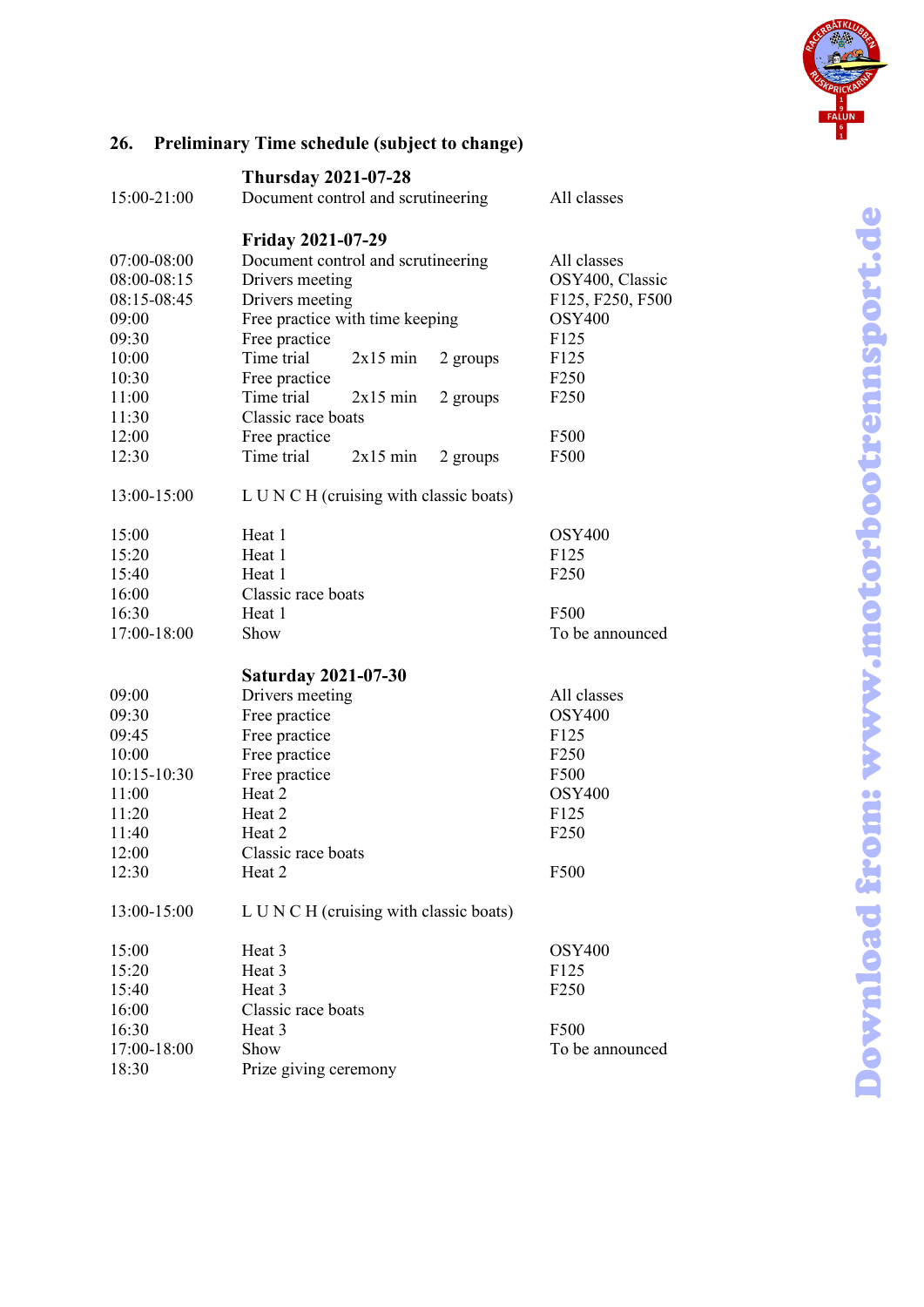## 26. Preliminary Time schedule (subject to change)

| Time | Event | | | Class |
|---|---|---|---|---|
| | **Thursday 2021-07-28** | | | |
| 15:00-21:00 | Document control and scrutineering | | | All classes |
| | | | | |
| | **Friday 2021-07-29** | | | |
| 07:00-08:00 | Document control and scrutineering | | | All classes |
| 08:00-08:15 | Drivers meeting | | | OSY400, Classic |
| 08:15-08:45 | Drivers meeting | | | F125, F250, F500 |
| 09:00 | Free practice with time keeping | | | OSY400 |
| 09:30 | Free practice | | | F125 |
| 10:00 | Time trial | 2x15 min | 2 groups | F125 |
| 10:30 | Free practice | | | F250 |
| 11:00 | Time trial | 2x15 min | 2 groups | F250 |
| 11:30 | Classic race boats | | | |
| 12:00 | Free practice | | | F500 |
| 12:30 | Time trial | 2x15 min | 2 groups | F500 |
| | | | | |
| 13:00-15:00 | L U N C H (cruising with classic boats) | | | |
| | | | | |
| 15:00 | Heat 1 | | | OSY400 |
| 15:20 | Heat 1 | | | F125 |
| 15:40 | Heat 1 | | | F250 |
| 16:00 | Classic race boats | | | |
| 16:30 | Heat 1 | | | F500 |
| 17:00-18:00 | Show | | | To be announced |
| | | | | |
| | **Saturday 2021-07-30** | | | |
| 09:00 | Drivers meeting | | | All classes |
| 09:30 | Free practice | | | OSY400 |
| 09:45 | Free practice | | | F125 |
| 10:00 | Free practice | | | F250 |
| 10:15-10:30 | Free practice | | | F500 |
| 11:00 | Heat 2 | | | OSY400 |
| 11:20 | Heat 2 | | | F125 |
| 11:40 | Heat 2 | | | F250 |
| 12:00 | Classic race boats | | | |
| 12:30 | Heat 2 | | | F500 |
| | | | | |
| 13:00-15:00 | L U N C H (cruising with classic boats) | | | |
| | | | | |
| 15:00 | Heat 3 | | | OSY400 |
| 15:20 | Heat 3 | | | F125 |
| 15:40 | Heat 3 | | | F250 |
| 16:00 | Classic race boats | | | |
| 16:30 | Heat 3 | | | F500 |
| 17:00-18:00 | Show | | | To be announced |
| 18:30 | Prize giving ceremony | | | |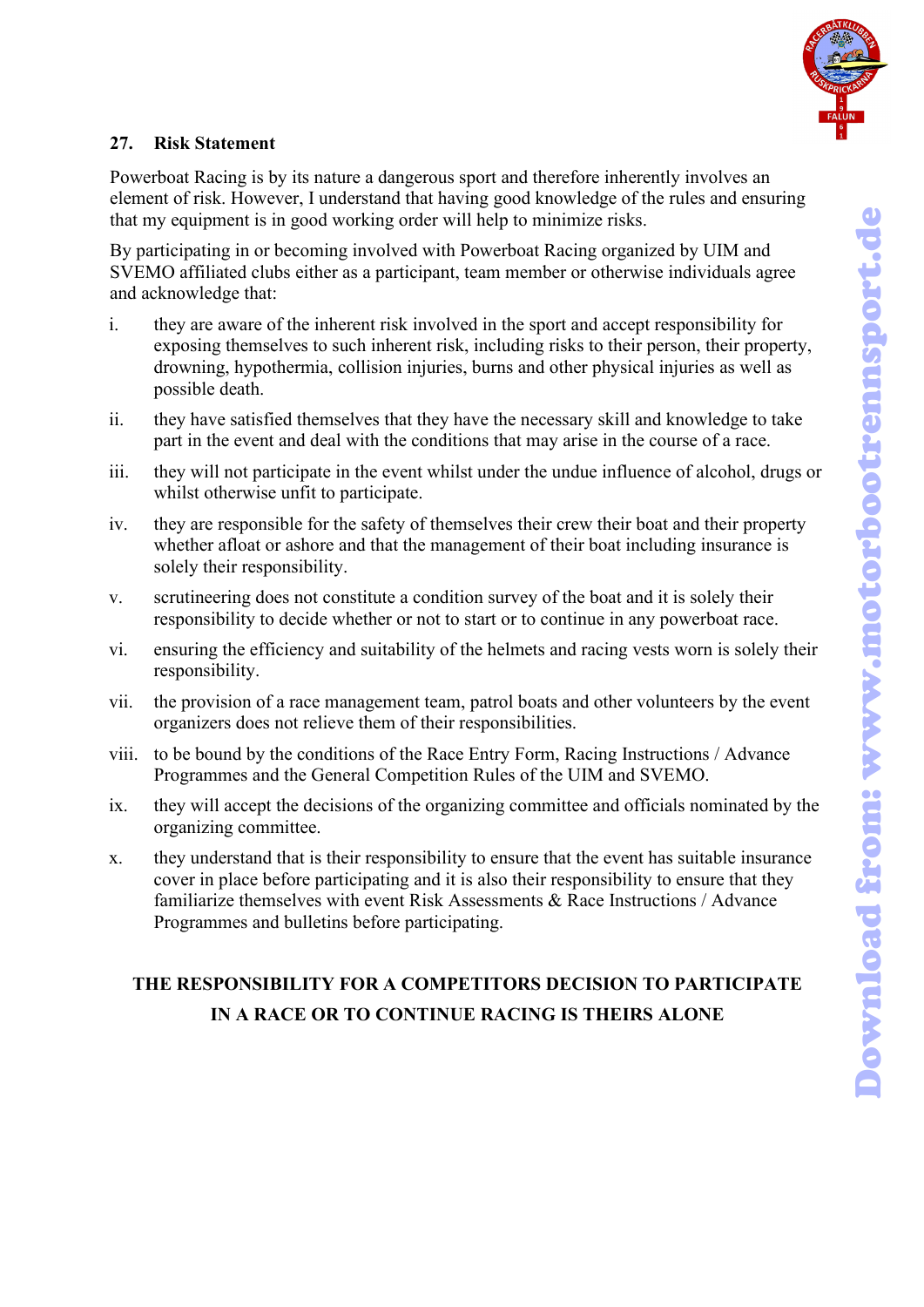## 27. Risk Statement

Powerboat Racing is by its nature a dangerous sport and therefore inherently involves an element of risk. However, I understand that having good knowledge of the rules and ensuring that my equipment is in good working order will help to minimize risks.

By participating in or becoming involved with Powerboat Racing organized by UIM and SVEMO affiliated clubs either as a participant, team member or otherwise individuals agree and acknowledge that:

i. they are aware of the inherent risk involved in the sport and accept responsibility for exposing themselves to such inherent risk, including risks to their person, their property, drowning, hypothermia, collision injuries, burns and other physical injuries as well as possible death.

ii. they have satisfied themselves that they have the necessary skill and knowledge to take part in the event and deal with the conditions that may arise in the course of a race.

iii. they will not participate in the event whilst under the undue influence of alcohol, drugs or whilst otherwise unfit to participate.

iv. they are responsible for the safety of themselves their crew their boat and their property whether afloat or ashore and that the management of their boat including insurance is solely their responsibility.

v. scrutineering does not constitute a condition survey of the boat and it is solely their responsibility to decide whether or not to start or to continue in any powerboat race.

vi. ensuring the efficiency and suitability of the helmets and racing vests worn is solely their responsibility.

vii. the provision of a race management team, patrol boats and other volunteers by the event organizers does not relieve them of their responsibilities.

viii. to be bound by the conditions of the Race Entry Form, Racing Instructions / Advance Programmes and the General Competition Rules of the UIM and SVEMO.

ix. they will accept the decisions of the organizing committee and officials nominated by the organizing committee.

x. they understand that is their responsibility to ensure that the event has suitable insurance cover in place before participating and it is also their responsibility to ensure that they familiarize themselves with event Risk Assessments & Race Instructions / Advance Programmes and bulletins before participating.

**THE RESPONSIBILITY FOR A COMPETITORS DECISION TO PARTICIPATE IN A RACE OR TO CONTINUE RACING IS THEIRS ALONE**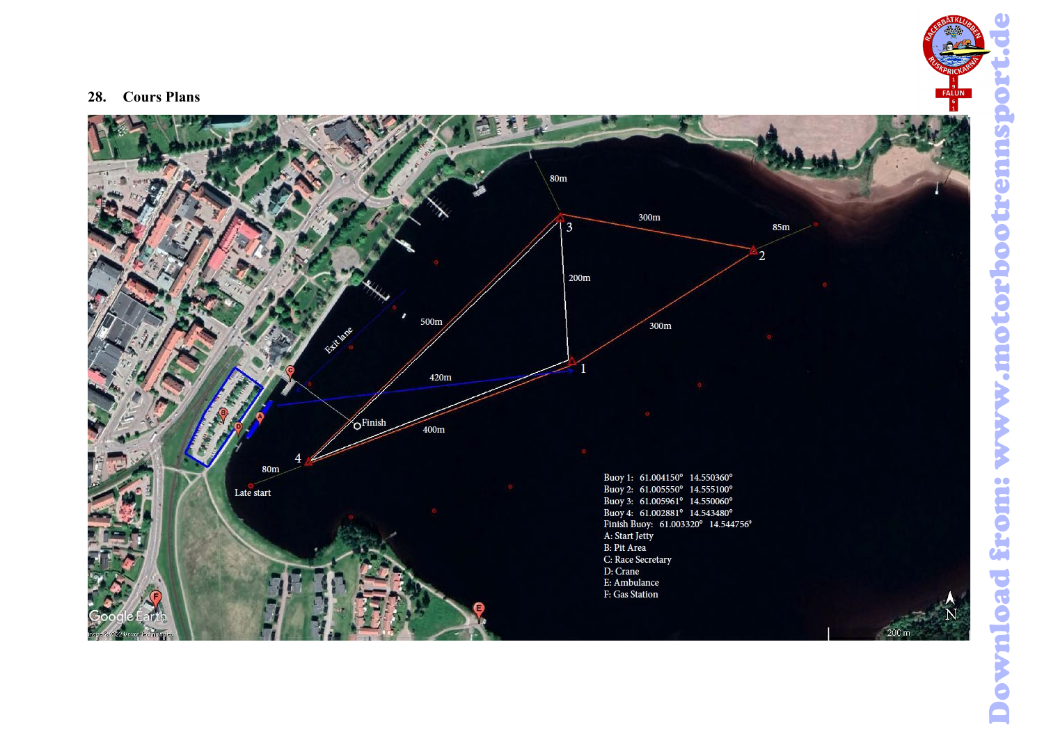## 28. Cours Plans

80m

300m

85m

3

2

200m

500m

300m

Exit lane

420m

1

Finish

400m

4

80m

Late start

Buoy 1: 61.004150° 14.550360°
Buoy 2: 61.005550° 14.555100°
Buoy 3: 61.005961° 14.550060°
Buoy 4: 61.002881° 14.543480°
Finish Buoy: 61.003320° 14.544756°
A: Start Jetty
B: Pit Area
C: Race Secretary
D: Crane
E: Ambulance
F: Gas Station

N

200 m